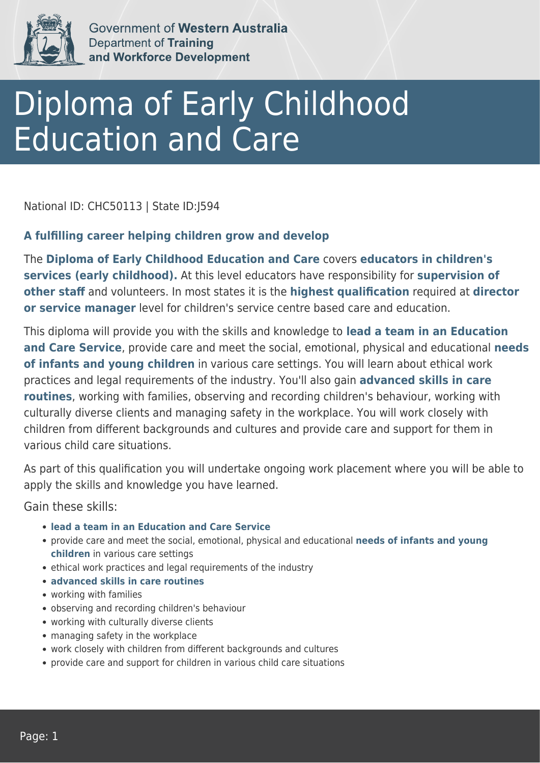Government of **Western Australia**
Department of **Training and Workforce Development**

# Diploma of Early Childhood Education and Care

National ID: CHC50113 | State ID:J594

### A fulfilling career helping children grow and develop

The **Diploma of Early Childhood Education and Care** covers **educators in children's services (early childhood).** At this level educators have responsibility for **supervision of other staff** and volunteers. In most states it is the **highest qualification** required at **director or service manager** level for children's service centre based care and education.

This diploma will provide you with the skills and knowledge to **lead a team in an Education and Care Service**, provide care and meet the social, emotional, physical and educational **needs of infants and young children** in various care settings. You will learn about ethical work practices and legal requirements of the industry. You'll also gain **advanced skills in care routines**, working with families, observing and recording children's behaviour, working with culturally diverse clients and managing safety in the workplace. You will work closely with children from different backgrounds and cultures and provide care and support for them in various child care situations.

As part of this qualification you will undertake ongoing work placement where you will be able to apply the skills and knowledge you have learned.

Gain these skills:

- **lead a team in an Education and Care Service**
- provide care and meet the social, emotional, physical and educational **needs of infants and young children** in various care settings
- ethical work practices and legal requirements of the industry
- **advanced skills in care routines**
- working with families
- observing and recording children's behaviour
- working with culturally diverse clients
- managing safety in the workplace
- work closely with children from different backgrounds and cultures
- provide care and support for children in various child care situations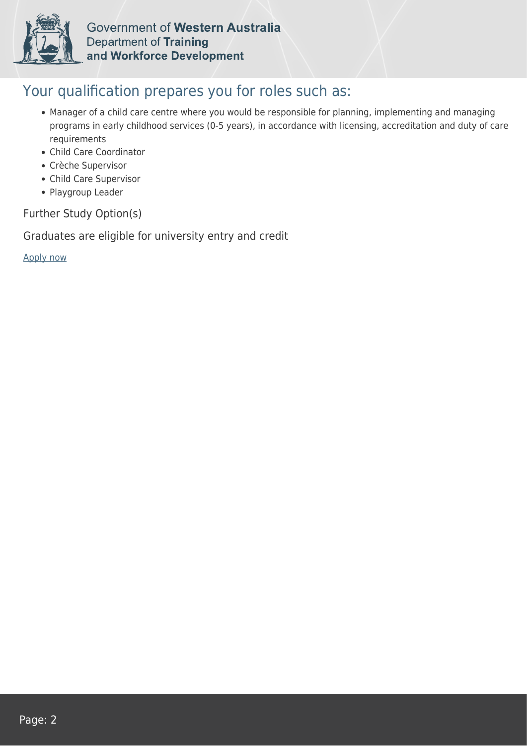## Your qualification prepares you for roles such as:

- Manager of a child care centre where you would be responsible for planning, implementing and managing programs in early childhood services (0-5 years), in accordance with licensing, accreditation and duty of care requirements
- Child Care Coordinator
- Crèche Supervisor
- Child Care Supervisor
- Playgroup Leader

Further Study Option(s)

Graduates are eligible for university entry and credit

Apply now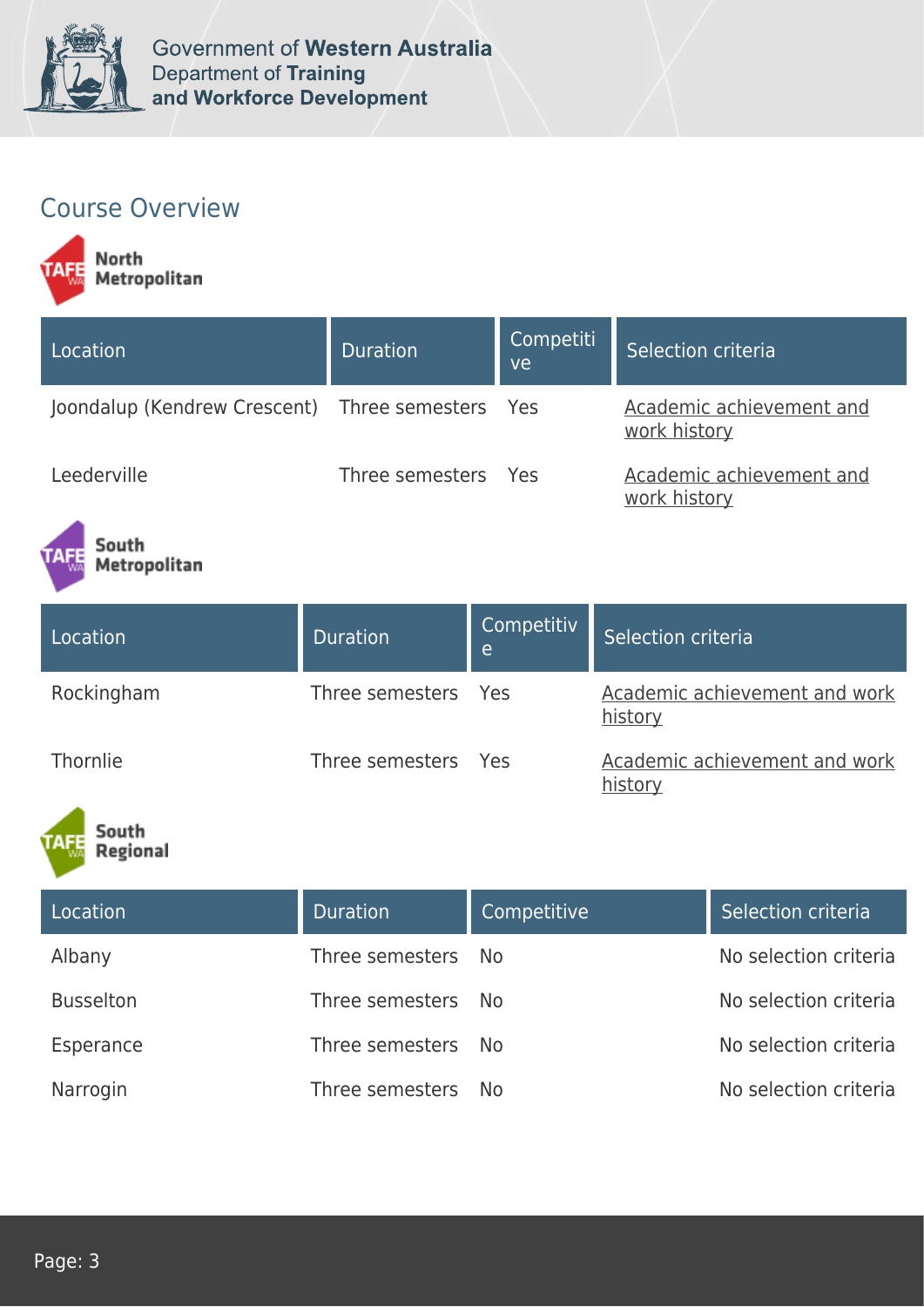## Course Overview

**North Metropolitan**

| Location | Duration | Competitive | Selection criteria |
| --- | --- | --- | --- |
| Joondalup (Kendrew Crescent) | Three semesters | Yes | Academic achievement and work history |
| Leederville | Three semesters | Yes | Academic achievement and work history |

**South Metropolitan**

| Location | Duration | Competitive | Selection criteria |
| --- | --- | --- | --- |
| Rockingham | Three semesters | Yes | Academic achievement and work history |
| Thornlie | Three semesters | Yes | Academic achievement and work history |

**South Regional**

| Location | Duration | Competitive | Selection criteria |
| --- | --- | --- | --- |
| Albany | Three semesters | No | No selection criteria |
| Busselton | Three semesters | No | No selection criteria |
| Esperance | Three semesters | No | No selection criteria |
| Narrogin | Three semesters | No | No selection criteria |